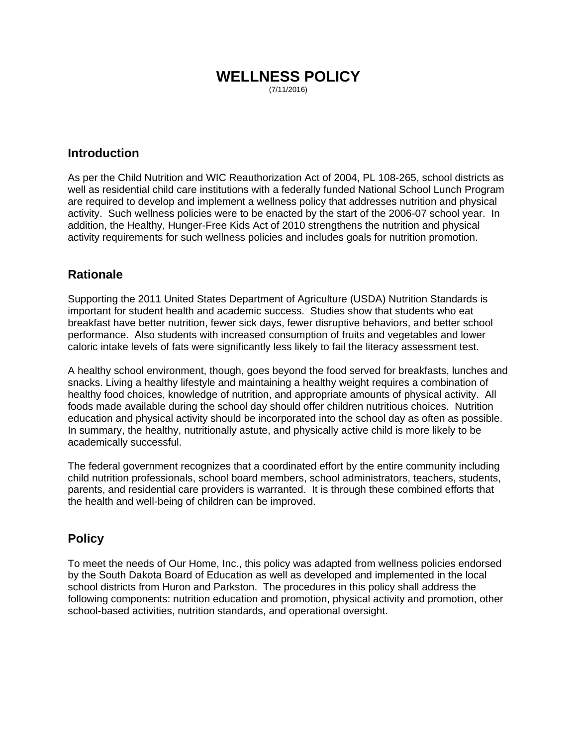# WELLNESS POLICY

(7/11/2016)

## Introduction

As per the Child Nutrition and WIC Reauthorization Act of 2004, PL 108-265, school districts as well as residential child care institutions with a federally funded National School Lunch Program are required to develop and implement a wellness policy that addresses nutrition and physical activity. Such wellness policies were to be enacted by the start of the 2006-07 school year. In addition, the Healthy, Hunger-Free Kids Act of 2010 strengthens the nutrition and physical activity requirements for such wellness policies and includes goals for nutrition promotion.

## Rationale

Supporting the 2011 United States Department of Agriculture (USDA) Nutrition Standards is important for student health and academic success. Studies show that students who eat breakfast have better nutrition, fewer sick days, fewer disruptive behaviors, and better school performance. Also students with increased consumption of fruits and vegetables and lower caloric intake levels of fats were significantly less likely to fail the literacy assessment test.

A healthy school environment, though, goes beyond the food served for breakfasts, lunches and snacks. Living a healthy lifestyle and maintaining a healthy weight requires a combination of healthy food choices, knowledge of nutrition, and appropriate amounts of physical activity. All foods made available during the school day should offer children nutritious choices. Nutrition education and physical activity should be incorporated into the school day as often as possible. In summary, the healthy, nutritionally astute, and physically active child is more likely to be academically successful.

The federal government recognizes that a coordinated effort by the entire community including child nutrition professionals, school board members, school administrators, teachers, students, parents, and residential care providers is warranted. It is through these combined efforts that the health and well-being of children can be improved.

## Policy

To meet the needs of Our Home, Inc., this policy was adapted from wellness policies endorsed by the South Dakota Board of Education as well as developed and implemented in the local school districts from Huron and Parkston. The procedures in this policy shall address the following components: nutrition education and promotion, physical activity and promotion, other school-based activities, nutrition standards, and operational oversight.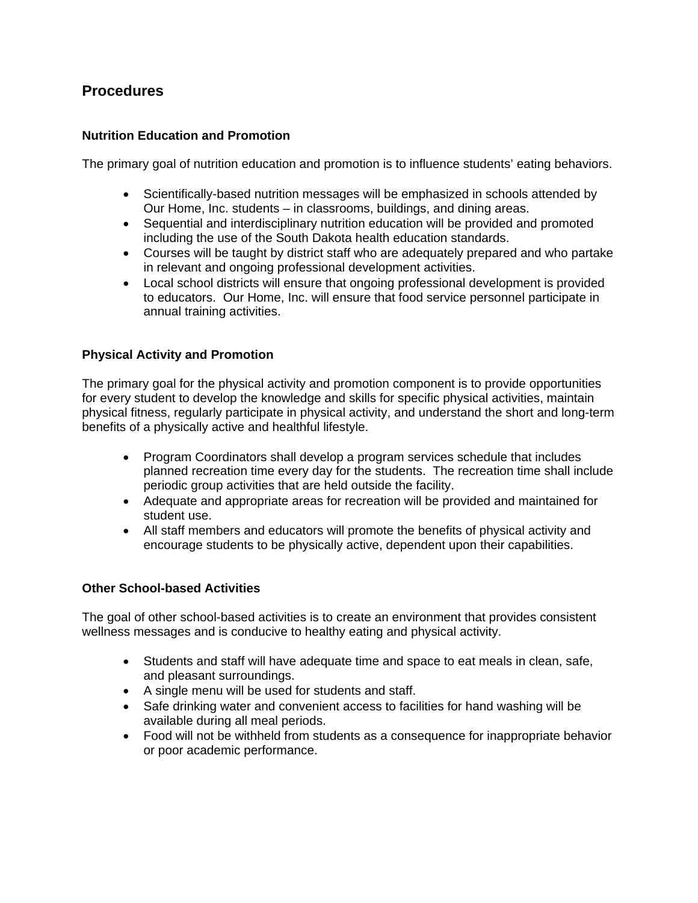## Procedures

### Nutrition Education and Promotion

The primary goal of nutrition education and promotion is to influence students' eating behaviors.

- Scientifically-based nutrition messages will be emphasized in schools attended by Our Home, Inc. students – in classrooms, buildings, and dining areas.
- Sequential and interdisciplinary nutrition education will be provided and promoted including the use of the South Dakota health education standards.
- Courses will be taught by district staff who are adequately prepared and who partake in relevant and ongoing professional development activities.
- Local school districts will ensure that ongoing professional development is provided to educators. Our Home, Inc. will ensure that food service personnel participate in annual training activities.

### Physical Activity and Promotion

The primary goal for the physical activity and promotion component is to provide opportunities for every student to develop the knowledge and skills for specific physical activities, maintain physical fitness, regularly participate in physical activity, and understand the short and long-term benefits of a physically active and healthful lifestyle.

- Program Coordinators shall develop a program services schedule that includes planned recreation time every day for the students. The recreation time shall include periodic group activities that are held outside the facility.
- Adequate and appropriate areas for recreation will be provided and maintained for student use.
- All staff members and educators will promote the benefits of physical activity and encourage students to be physically active, dependent upon their capabilities.

### Other School-based Activities

The goal of other school-based activities is to create an environment that provides consistent wellness messages and is conducive to healthy eating and physical activity.

- Students and staff will have adequate time and space to eat meals in clean, safe, and pleasant surroundings.
- A single menu will be used for students and staff.
- Safe drinking water and convenient access to facilities for hand washing will be available during all meal periods.
- Food will not be withheld from students as a consequence for inappropriate behavior or poor academic performance.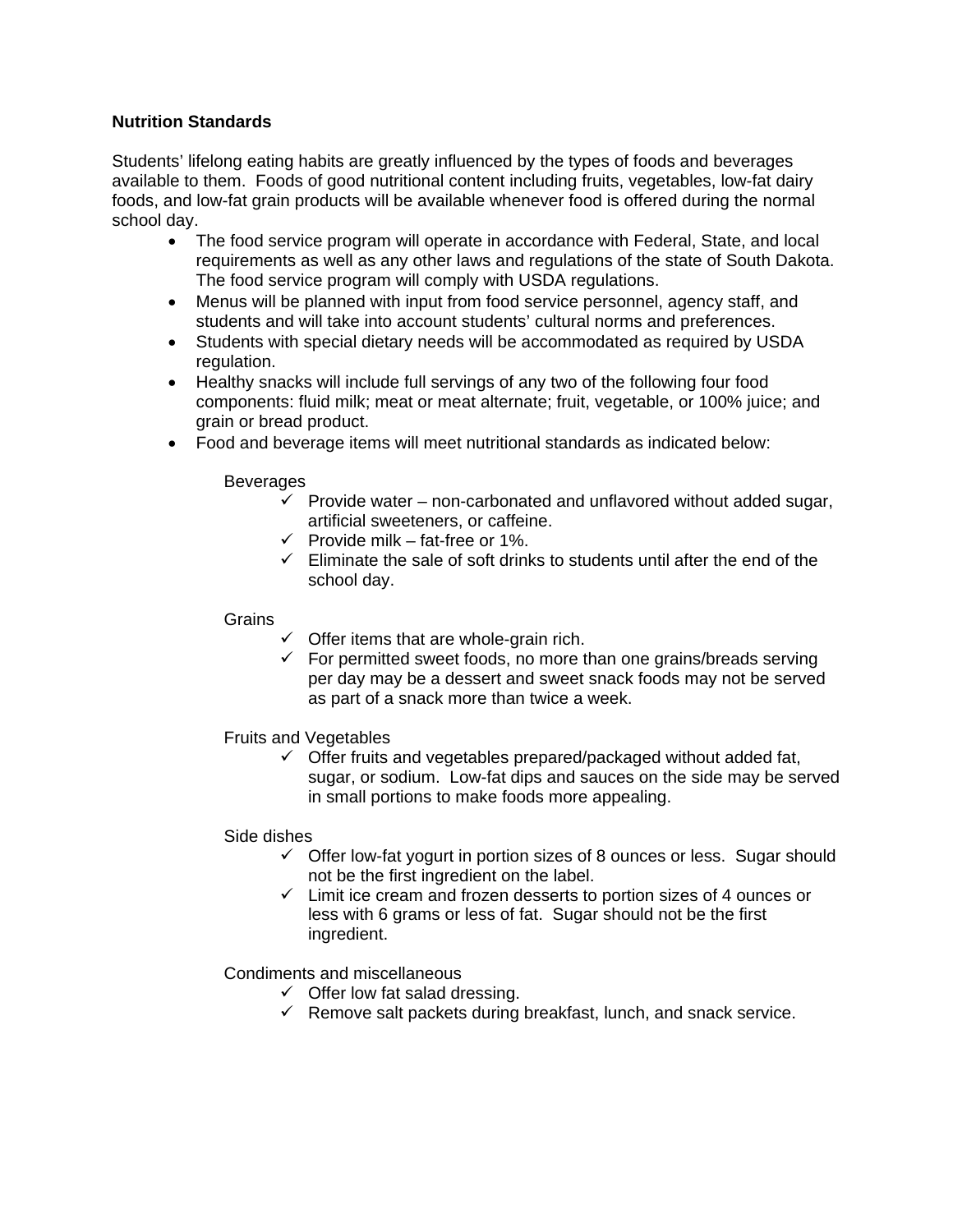**Nutrition Standards**

Students' lifelong eating habits are greatly influenced by the types of foods and beverages available to them. Foods of good nutritional content including fruits, vegetables, low-fat dairy foods, and low-fat grain products will be available whenever food is offered during the normal school day.

- The food service program will operate in accordance with Federal, State, and local requirements as well as any other laws and regulations of the state of South Dakota. The food service program will comply with USDA regulations.
- Menus will be planned with input from food service personnel, agency staff, and students and will take into account students' cultural norms and preferences.
- Students with special dietary needs will be accommodated as required by USDA regulation.
- Healthy snacks will include full servings of any two of the following four food components: fluid milk; meat or meat alternate; fruit, vegetable, or 100% juice; and grain or bread product.
- Food and beverage items will meet nutritional standards as indicated below:

  Beverages
  - ✓ Provide water – non-carbonated and unflavored without added sugar, artificial sweeteners, or caffeine.
  - ✓ Provide milk – fat-free or 1%.
  - ✓ Eliminate the sale of soft drinks to students until after the end of the school day.

  Grains
  - ✓ Offer items that are whole-grain rich.
  - ✓ For permitted sweet foods, no more than one grains/breads serving per day may be a dessert and sweet snack foods may not be served as part of a snack more than twice a week.

  Fruits and Vegetables
  - ✓ Offer fruits and vegetables prepared/packaged without added fat, sugar, or sodium. Low-fat dips and sauces on the side may be served in small portions to make foods more appealing.

  Side dishes
  - ✓ Offer low-fat yogurt in portion sizes of 8 ounces or less. Sugar should not be the first ingredient on the label.
  - ✓ Limit ice cream and frozen desserts to portion sizes of 4 ounces or less with 6 grams or less of fat. Sugar should not be the first ingredient.

  Condiments and miscellaneous
  - ✓ Offer low fat salad dressing.
  - ✓ Remove salt packets during breakfast, lunch, and snack service.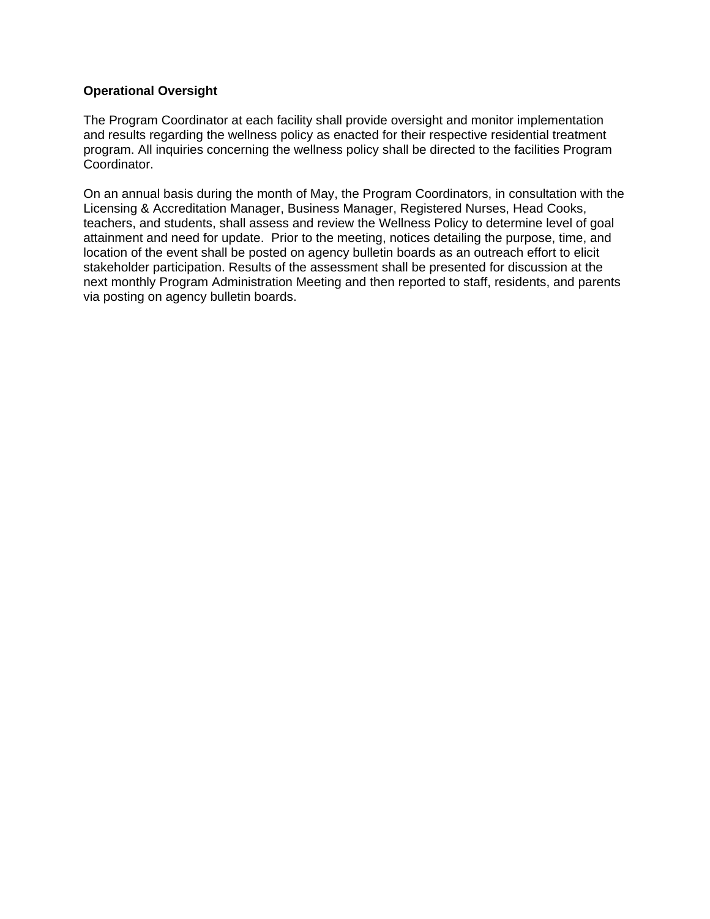**Operational Oversight**

The Program Coordinator at each facility shall provide oversight and monitor implementation and results regarding the wellness policy as enacted for their respective residential treatment program. All inquiries concerning the wellness policy shall be directed to the facilities Program Coordinator.

On an annual basis during the month of May, the Program Coordinators, in consultation with the Licensing & Accreditation Manager, Business Manager, Registered Nurses, Head Cooks, teachers, and students, shall assess and review the Wellness Policy to determine level of goal attainment and need for update. Prior to the meeting, notices detailing the purpose, time, and location of the event shall be posted on agency bulletin boards as an outreach effort to elicit stakeholder participation. Results of the assessment shall be presented for discussion at the next monthly Program Administration Meeting and then reported to staff, residents, and parents via posting on agency bulletin boards.